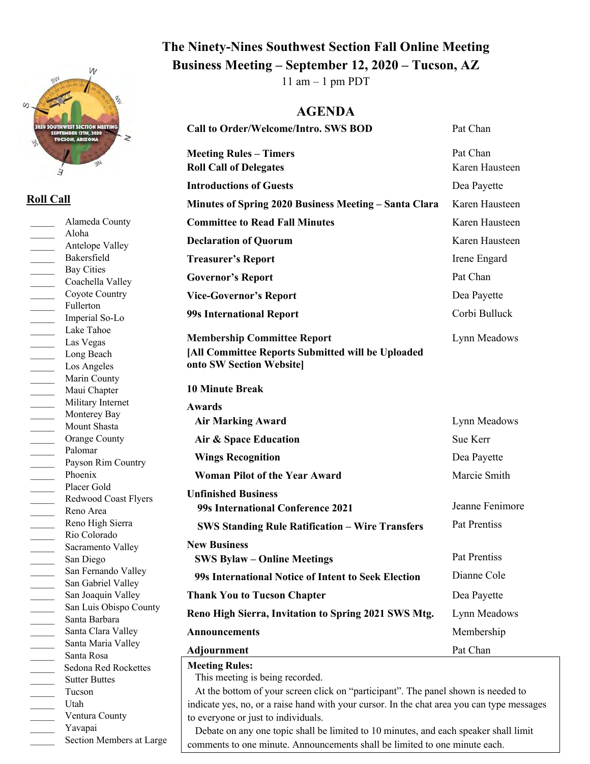# The Ninety-Nines Southwest Section Fall Online Meeting

## Business Meeting – September 12, 2020 – Tucson, AZ

11 am – 1 pm PDT

## AGENDA

| | |
|---|---|
| **Call to Order/Welcome/Intro. SWS BOD** | Pat Chan |
| **Meeting Rules – Timers** | Pat Chan |
| **Roll Call of Delegates** | Karen Hausteen |
| **Introductions of Guests** | Dea Payette |
| **Minutes of Spring 2020 Business Meeting – Santa Clara** | Karen Hausteen |
| **Committee to Read Fall Minutes** | Karen Hausteen |
| **Declaration of Quorum** | Karen Hausteen |
| **Treasurer's Report** | Irene Engard |
| **Governor's Report** | Pat Chan |
| **Vice-Governor's Report** | Dea Payette |
| **99s International Report** | Corbi Bulluck |
| **Membership Committee Report** | Lynn Meadows |
| **[All Committee Reports Submitted will be Uploaded onto SW Section Website]** | |
| **10 Minute Break** | |
| **Awards** | |
| **Air Marking Award** | Lynn Meadows |
| **Air & Space Education** | Sue Kerr |
| **Wings Recognition** | Dea Payette |
| **Woman Pilot of the Year Award** | Marcie Smith |
| **Unfinished Business** | |
| **99s International Conference 2021** | Jeanne Fenimore |
| **SWS Standing Rule Ratification – Wire Transfers** | Pat Prentiss |
| **New Business** | |
| **SWS Bylaw – Online Meetings** | Pat Prentiss |
| **99s International Notice of Intent to Seek Election** | Dianne Cole |
| **Thank You to Tucson Chapter** | Dea Payette |
| **Reno High Sierra, Invitation to Spring 2021 SWS Mtg.** | Lynn Meadows |
| **Announcements** | Membership |
| **Adjournment** | Pat Chan |

**Meeting Rules:**

This meeting is being recorded.

At the bottom of your screen click on "participant". The panel shown is needed to indicate yes, no, or a raise hand with your cursor. In the chat area you can type messages to everyone or just to individuals.

Debate on any one topic shall be limited to 10 minutes, and each speaker shall limit comments to one minute. Announcements shall be limited to one minute each.

## Roll Call

- _____ Alameda County
- _____ Aloha
- _____ Antelope Valley
- _____ Bakersfield
- _____ Bay Cities
- _____ Coachella Valley
- _____ Coyote Country
- _____ Fullerton
- _____ Imperial So-Lo
- _____ Lake Tahoe
- _____ Las Vegas
- _____ Long Beach
- _____ Los Angeles
- _____ Marin County
- _____ Maui Chapter
- _____ Military Internet
- _____ Monterey Bay
- _____ Mount Shasta
- _____ Orange County
- _____ Palomar
- _____ Payson Rim Country
- _____ Phoenix
- _____ Placer Gold
- _____ Redwood Coast Flyers
- _____ Reno Area
- _____ Reno High Sierra
- _____ Rio Colorado
- _____ Sacramento Valley
- _____ San Diego
- _____ San Fernando Valley
- _____ San Gabriel Valley
- _____ San Joaquin Valley
- _____ San Luis Obispo County
- _____ Santa Barbara
- _____ Santa Clara Valley
- _____ Santa Maria Valley
- _____ Santa Rosa
- _____ Sedona Red Rockettes
- _____ Sutter Buttes
- _____ Tucson
- _____ Utah
- _____ Ventura County
- _____ Yavapai
- _____ Section Members at Large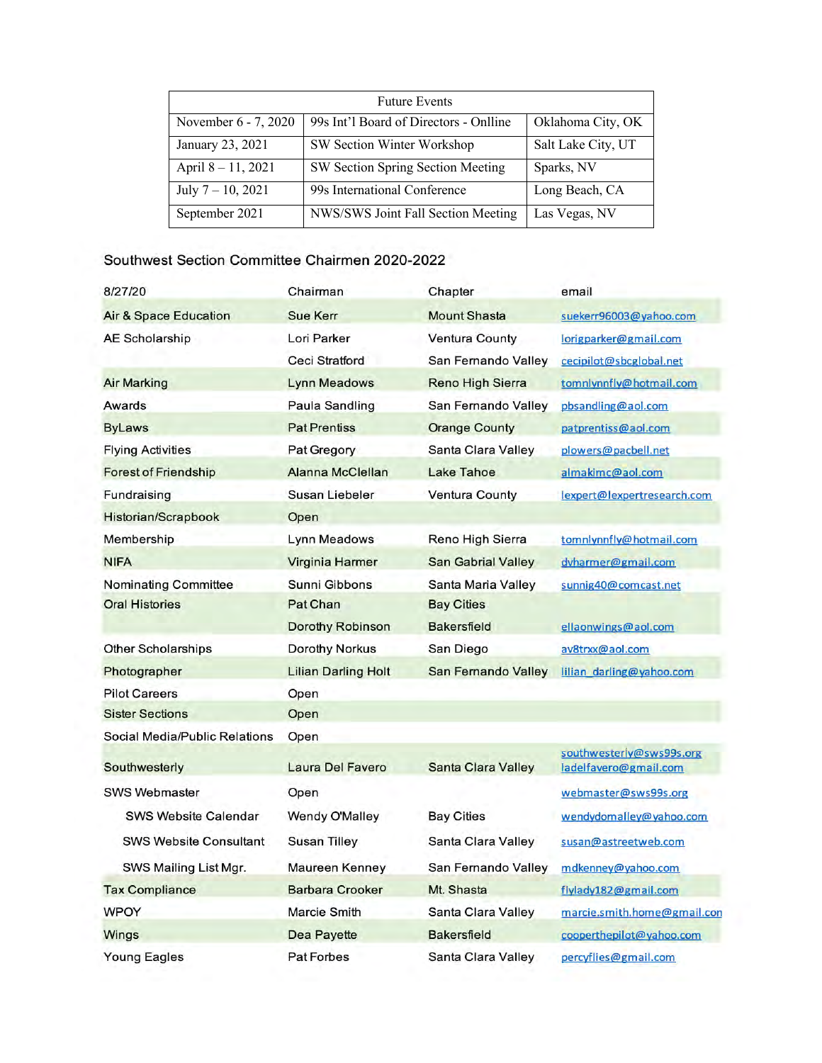| Future Events | | |
|---|---|---|
| November 6 - 7, 2020 | 99s Int'l Board of Directors - Onlline | Oklahoma City, OK |
| January 23, 2021 | SW Section Winter Workshop | Salt Lake City, UT |
| April 8 – 11, 2021 | SW Section Spring Section Meeting | Sparks, NV |
| July 7 – 10, 2021 | 99s International Conference | Long Beach, CA |
| September 2021 | NWS/SWS Joint Fall Section Meeting | Las Vegas, NV |

## Southwest Section Committee Chairmen 2020-2022

| 8/27/20 | Chairman | Chapter | email |
|---|---|---|---|
| Air & Space Education | Sue Kerr | Mount Shasta | suekerr96003@yahoo.com |
| AE Scholarship | Lori Parker | Ventura County | lorigparker@gmail.com |
| | Ceci Stratford | San Fernando Valley | cecipilot@sbcglobal.net |
| Air Marking | Lynn Meadows | Reno High Sierra | tomnlynnfly@hotmail.com |
| Awards | Paula Sandling | San Fernando Valley | pbsandling@aol.com |
| ByLaws | Pat Prentiss | Orange County | patprentiss@aol.com |
| Flying Activities | Pat Gregory | Santa Clara Valley | plowers@pacbell.net |
| Forest of Friendship | Alanna McClellan | Lake Tahoe | almakimc@aol.com |
| Fundraising | Susan Liebeler | Ventura County | lexpert@lexpertresearch.com |
| Historian/Scrapbook | Open | | |
| Membership | Lynn Meadows | Reno High Sierra | tomnlynnfly@hotmail.com |
| NIFA | Virginia Harmer | San Gabrial Valley | dvharmer@gmail.com |
| Nominating Committee | Sunni Gibbons | Santa Maria Valley | sunnig40@comcast.net |
| Oral Histories | Pat Chan | Bay Cities | |
| | Dorothy Robinson | Bakersfield | ellaonwings@aol.com |
| Other Scholarships | Dorothy Norkus | San Diego | av8trxx@aol.com |
| Photographer | Lilian Darling Holt | San Fernando Valley | lilian_darling@yahoo.com |
| Pilot Careers | Open | | |
| Sister Sections | Open | | |
| Social Media/Public Relations | Open | | |
| Southwesterly | Laura Del Favero | Santa Clara Valley | southwesterly@sws99s.org ladelfavero@gmail.com |
| SWS Webmaster | Open | | webmaster@sws99s.org |
| SWS Website Calendar | Wendy O'Malley | Bay Cities | wendydomalley@yahoo.com |
| SWS Website Consultant | Susan Tilley | Santa Clara Valley | susan@astreetweb.com |
| SWS Mailing List Mgr. | Maureen Kenney | San Fernando Valley | mdkenney@yahoo.com |
| Tax Compliance | Barbara Crooker | Mt. Shasta | flylady182@gmail.com |
| WPOY | Marcie Smith | Santa Clara Valley | marcie.smith.home@gmail.con |
| Wings | Dea Payette | Bakersfield | cooperthepilot@yahoo.com |
| Young Eagles | Pat Forbes | Santa Clara Valley | percyflies@gmail.com |